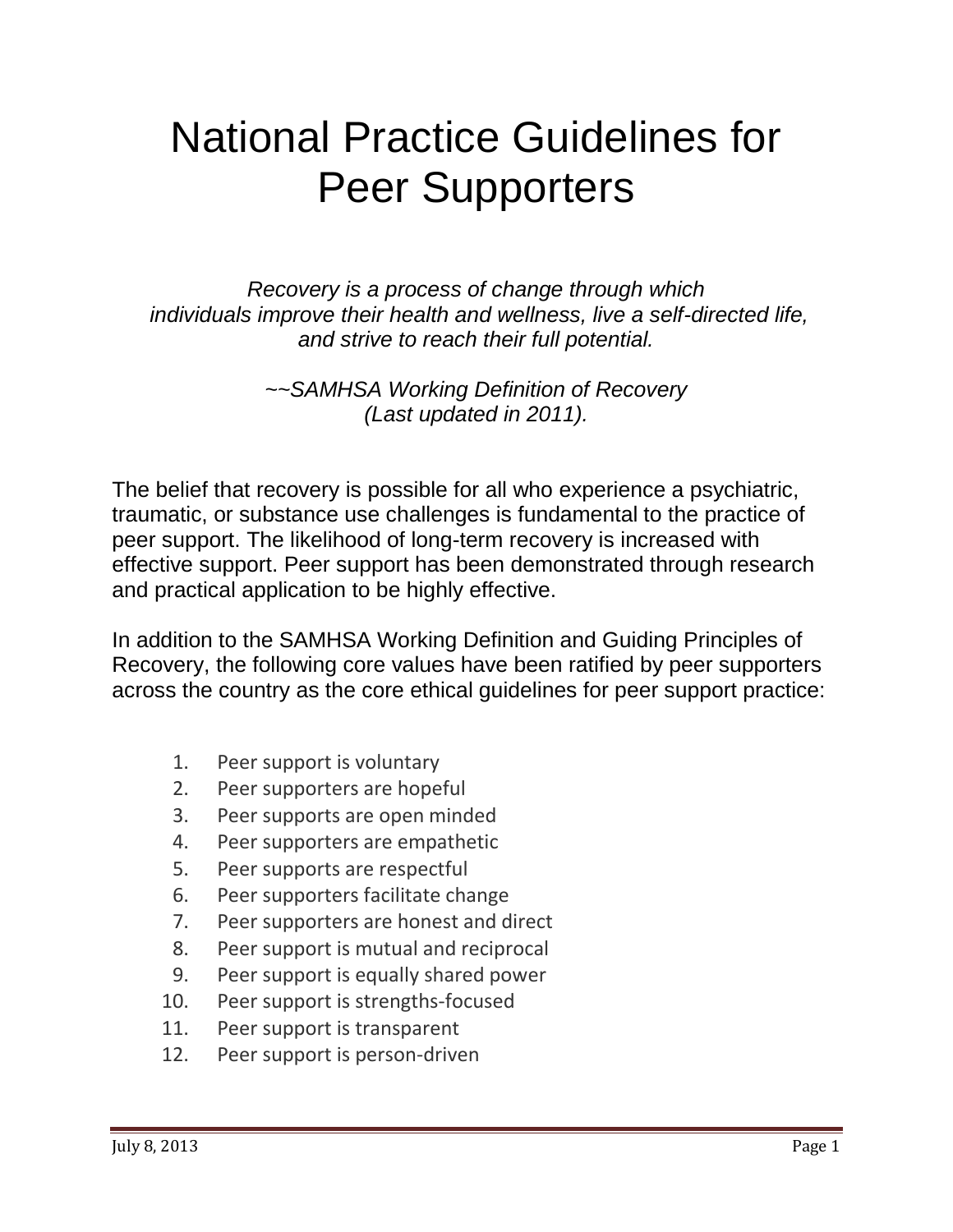# National Practice Guidelines for Peer Supporters

*Recovery is a process of change through which individuals improve their health and wellness, live a self-directed life, and strive to reach their full potential.*

*~~SAMHSA Working Definition of Recovery (Last updated in 2011).*

The belief that recovery is possible for all who experience a psychiatric, traumatic, or substance use challenges is fundamental to the practice of peer support. The likelihood of long-term recovery is increased with effective support. Peer support has been demonstrated through research and practical application to be highly effective.

In addition to the SAMHSA Working Definition and Guiding Principles of Recovery, the following core values have been ratified by peer supporters across the country as the core ethical guidelines for peer support practice:

1. Peer support is voluntary
2. Peer supporters are hopeful
3. Peer supports are open minded
4. Peer supporters are empathetic
5. Peer supports are respectful
6. Peer supporters facilitate change
7. Peer supporters are honest and direct
8. Peer support is mutual and reciprocal
9. Peer support is equally shared power
10. Peer support is strengths-focused
11. Peer support is transparent
12. Peer support is person-driven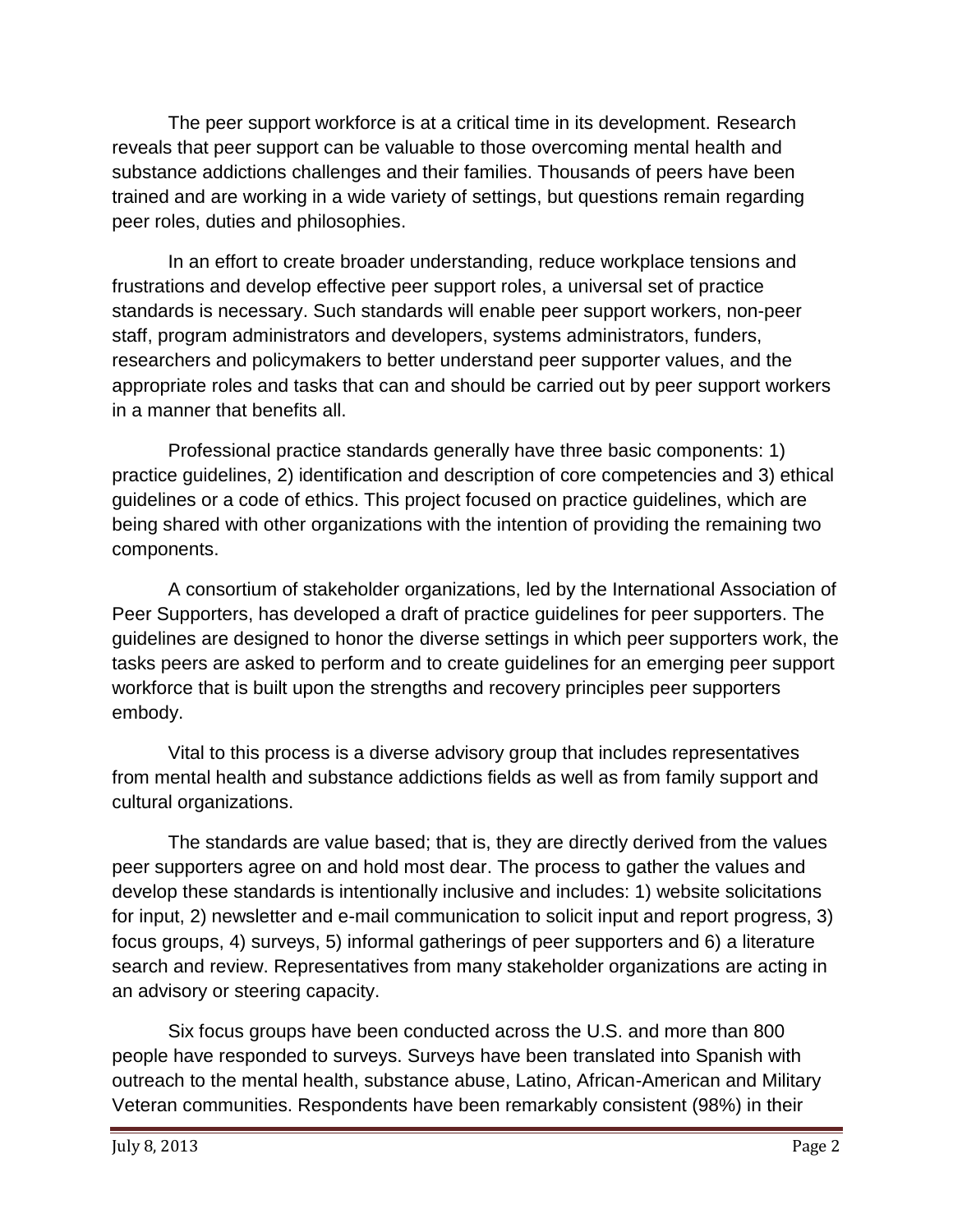The peer support workforce is at a critical time in its development. Research reveals that peer support can be valuable to those overcoming mental health and substance addictions challenges and their families. Thousands of peers have been trained and are working in a wide variety of settings, but questions remain regarding peer roles, duties and philosophies.

In an effort to create broader understanding, reduce workplace tensions and frustrations and develop effective peer support roles, a universal set of practice standards is necessary. Such standards will enable peer support workers, non-peer staff, program administrators and developers, systems administrators, funders, researchers and policymakers to better understand peer supporter values, and the appropriate roles and tasks that can and should be carried out by peer support workers in a manner that benefits all.

Professional practice standards generally have three basic components: 1) practice guidelines, 2) identification and description of core competencies and 3) ethical guidelines or a code of ethics. This project focused on practice guidelines, which are being shared with other organizations with the intention of providing the remaining two components.

A consortium of stakeholder organizations, led by the International Association of Peer Supporters, has developed a draft of practice guidelines for peer supporters. The guidelines are designed to honor the diverse settings in which peer supporters work, the tasks peers are asked to perform and to create guidelines for an emerging peer support workforce that is built upon the strengths and recovery principles peer supporters embody.

Vital to this process is a diverse advisory group that includes representatives from mental health and substance addictions fields as well as from family support and cultural organizations.

The standards are value based; that is, they are directly derived from the values peer supporters agree on and hold most dear. The process to gather the values and develop these standards is intentionally inclusive and includes: 1) website solicitations for input, 2) newsletter and e-mail communication to solicit input and report progress, 3) focus groups, 4) surveys, 5) informal gatherings of peer supporters and 6) a literature search and review. Representatives from many stakeholder organizations are acting in an advisory or steering capacity.

Six focus groups have been conducted across the U.S. and more than 800 people have responded to surveys. Surveys have been translated into Spanish with outreach to the mental health, substance abuse, Latino, African-American and Military Veteran communities. Respondents have been remarkably consistent (98%) in their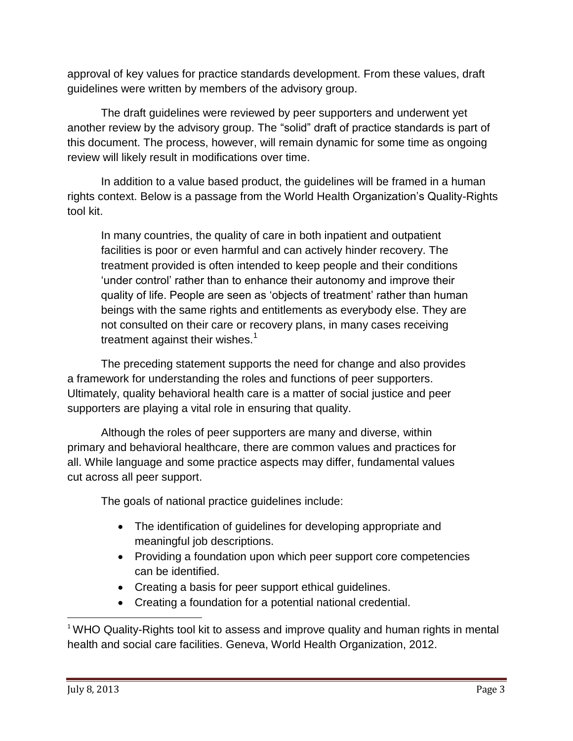approval of key values for practice standards development. From these values, draft guidelines were written by members of the advisory group.

The draft guidelines were reviewed by peer supporters and underwent yet another review by the advisory group. The "solid" draft of practice standards is part of this document. The process, however, will remain dynamic for some time as ongoing review will likely result in modifications over time.

In addition to a value based product, the guidelines will be framed in a human rights context. Below is a passage from the World Health Organization's Quality-Rights tool kit.

> In many countries, the quality of care in both inpatient and outpatient facilities is poor or even harmful and can actively hinder recovery. The treatment provided is often intended to keep people and their conditions 'under control' rather than to enhance their autonomy and improve their quality of life. People are seen as 'objects of treatment' rather than human beings with the same rights and entitlements as everybody else. They are not consulted on their care or recovery plans, in many cases receiving treatment against their wishes.[1]

The preceding statement supports the need for change and also provides a framework for understanding the roles and functions of peer supporters. Ultimately, quality behavioral health care is a matter of social justice and peer supporters are playing a vital role in ensuring that quality.

Although the roles of peer supporters are many and diverse, within primary and behavioral healthcare, there are common values and practices for all. While language and some practice aspects may differ, fundamental values cut across all peer support.

The goals of national practice guidelines include:

- The identification of guidelines for developing appropriate and meaningful job descriptions.
- Providing a foundation upon which peer support core competencies can be identified.
- Creating a basis for peer support ethical guidelines.
- Creating a foundation for a potential national credential.

[1] WHO Quality-Rights tool kit to assess and improve quality and human rights in mental health and social care facilities. Geneva, World Health Organization, 2012.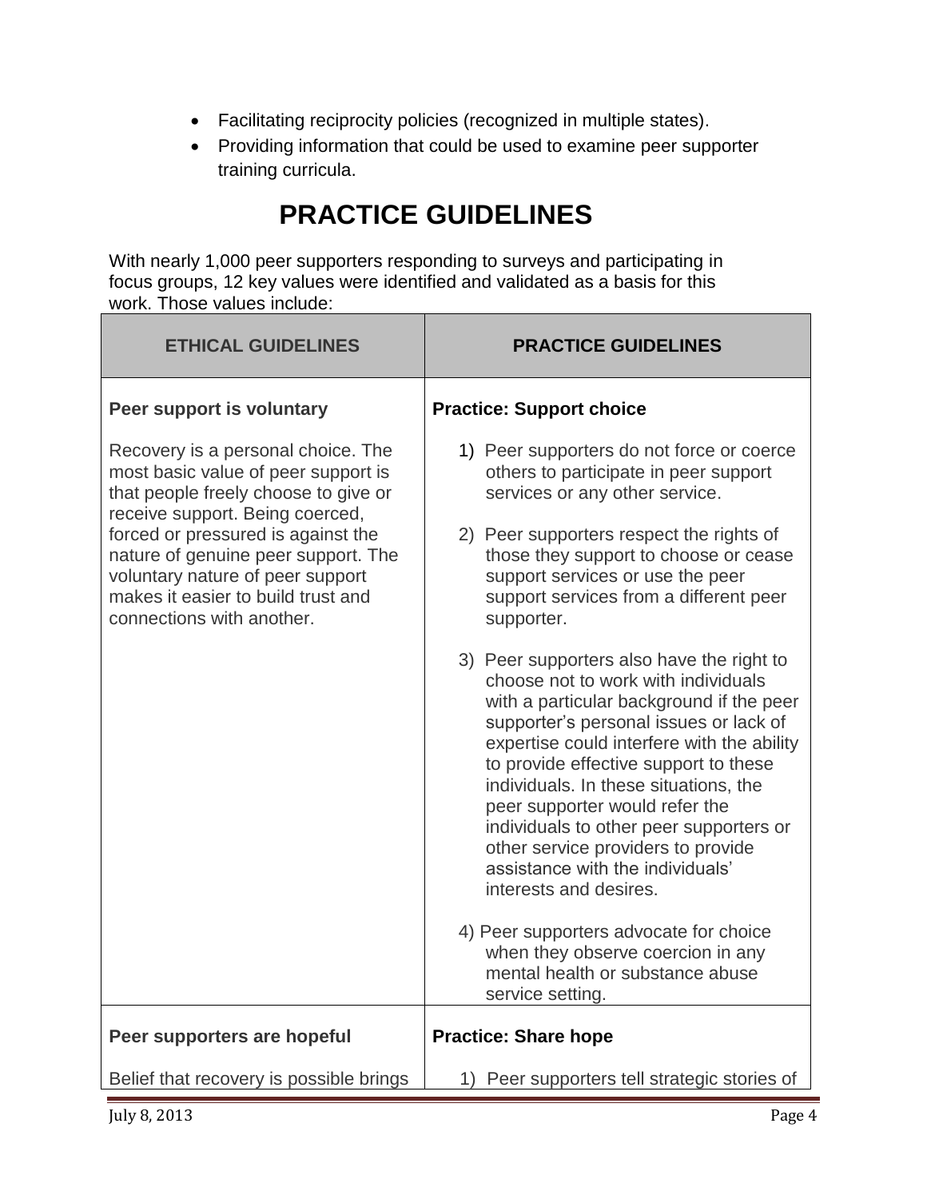- Facilitating reciprocity policies (recognized in multiple states).
- Providing information that could be used to examine peer supporter training curricula.

# PRACTICE GUIDELINES

With nearly 1,000 peer supporters responding to surveys and participating in focus groups, 12 key values were identified and validated as a basis for this work. Those values include:

| ETHICAL GUIDELINES | PRACTICE GUIDELINES |
|---|---|
| **Peer support is voluntary**<br><br>Recovery is a personal choice. The most basic value of peer support is that people freely choose to give or receive support. Being coerced, forced or pressured is against the nature of genuine peer support. The voluntary nature of peer support makes it easier to build trust and connections with another. | **Practice: Support choice**<br><br>1) Peer supporters do not force or coerce others to participate in peer support services or any other service.<br><br>2) Peer supporters respect the rights of those they support to choose or cease support services or use the peer support services from a different peer supporter.<br><br>3) Peer supporters also have the right to choose not to work with individuals with a particular background if the peer supporter's personal issues or lack of expertise could interfere with the ability to provide effective support to these individuals. In these situations, the peer supporter would refer the individuals to other peer supporters or other service providers to provide assistance with the individuals' interests and desires.<br><br>4) Peer supporters advocate for choice when they observe coercion in any mental health or substance abuse service setting. |
| **Peer supporters are hopeful**<br><br>Belief that recovery is possible brings | **Practice: Share hope**<br><br>1) Peer supporters tell strategic stories of |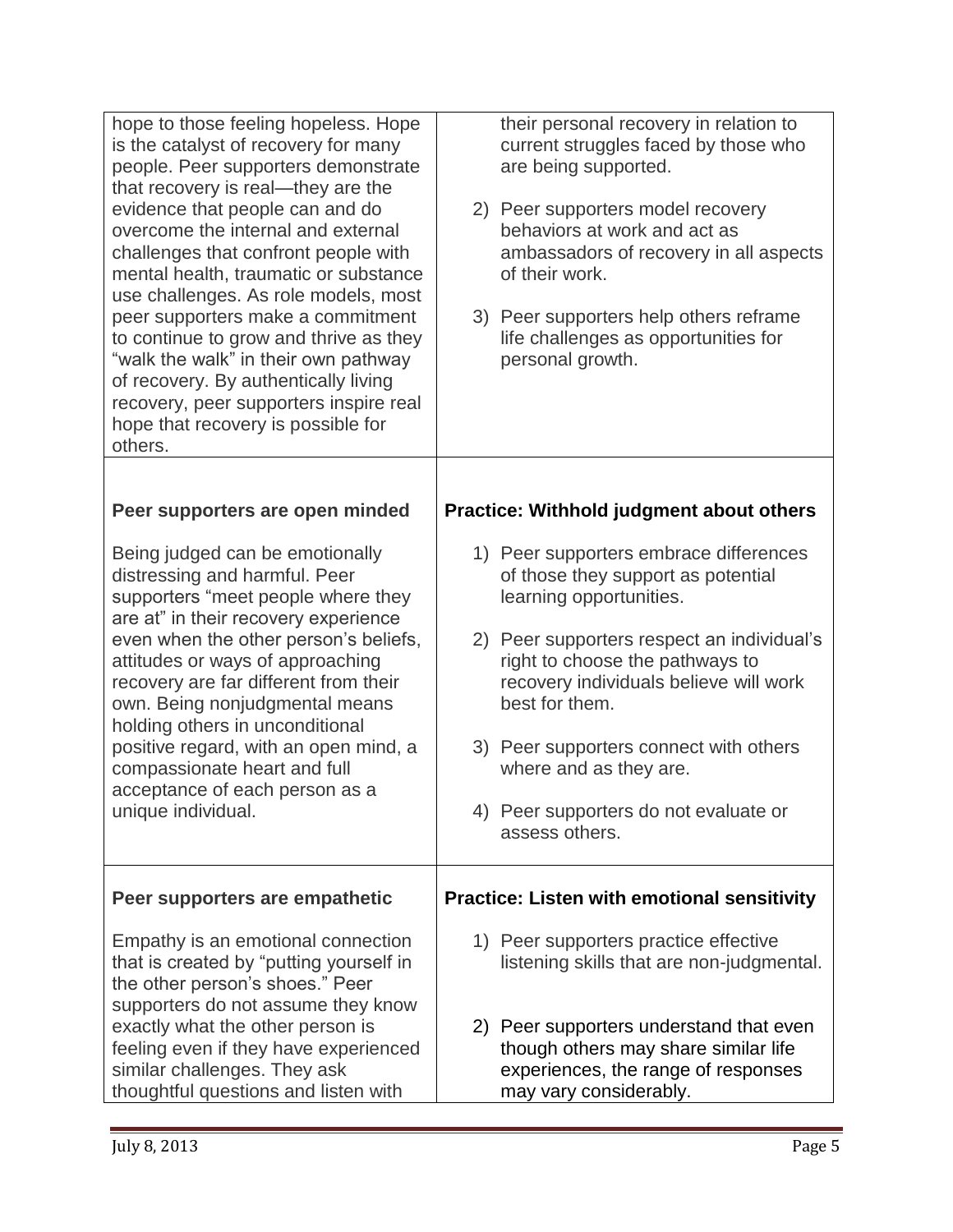| | |
|---|---|
| hope to those feeling hopeless. Hope is the catalyst of recovery for many people. Peer supporters demonstrate that recovery is real—they are the evidence that people can and do overcome the internal and external challenges that confront people with mental health, traumatic or substance use challenges. As role models, most peer supporters make a commitment to continue to grow and thrive as they "walk the walk" in their own pathway of recovery. By authentically living recovery, peer supporters inspire real hope that recovery is possible for others. | their personal recovery in relation to current struggles faced by those who are being supported.<br><br>2) Peer supporters model recovery behaviors at work and act as ambassadors of recovery in all aspects of their work.<br><br>3) Peer supporters help others reframe life challenges as opportunities for personal growth. |
| **Peer supporters are open minded**<br><br>Being judged can be emotionally distressing and harmful. Peer supporters "meet people where they are at" in their recovery experience even when the other person's beliefs, attitudes or ways of approaching recovery are far different from their own. Being nonjudgmental means holding others in unconditional positive regard, with an open mind, a compassionate heart and full acceptance of each person as a unique individual. | **Practice: Withhold judgment about others**<br><br>1) Peer supporters embrace differences of those they support as potential learning opportunities.<br><br>2) Peer supporters respect an individual's right to choose the pathways to recovery individuals believe will work best for them.<br><br>3) Peer supporters connect with others where and as they are.<br><br>4) Peer supporters do not evaluate or assess others. |
| **Peer supporters are empathetic**<br><br>Empathy is an emotional connection that is created by "putting yourself in the other person's shoes." Peer supporters do not assume they know exactly what the other person is feeling even if they have experienced similar challenges. They ask thoughtful questions and listen with | **Practice: Listen with emotional sensitivity**<br><br>1) Peer supporters practice effective listening skills that are non-judgmental.<br><br>2) Peer supporters understand that even though others may share similar life experiences, the range of responses may vary considerably. |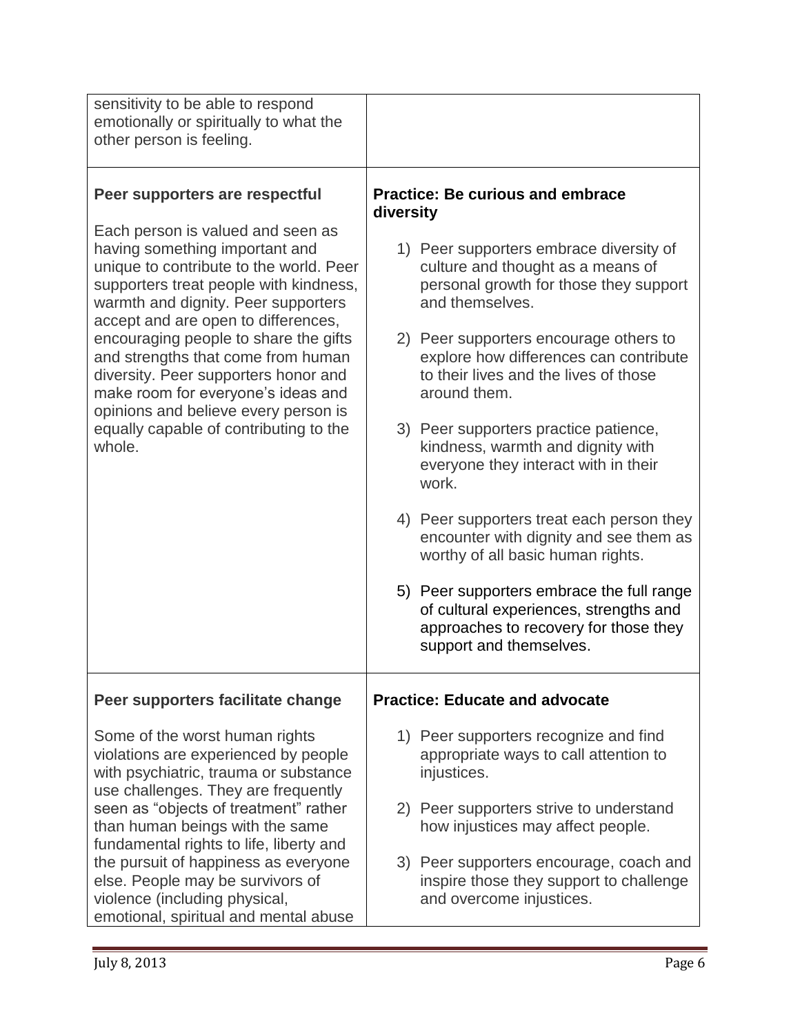| | |
|---|---|
| sensitivity to be able to respond emotionally or spiritually to what the other person is feeling. | |
| **Peer supporters are respectful**<br><br>Each person is valued and seen as having something important and unique to contribute to the world. Peer supporters treat people with kindness, warmth and dignity. Peer supporters accept and are open to differences, encouraging people to share the gifts and strengths that come from human diversity. Peer supporters honor and make room for everyone's ideas and opinions and believe every person is equally capable of contributing to the whole. | **Practice: Be curious and embrace diversity**<br><br>1) Peer supporters embrace diversity of culture and thought as a means of personal growth for those they support and themselves.<br><br>2) Peer supporters encourage others to explore how differences can contribute to their lives and the lives of those around them.<br><br>3) Peer supporters practice patience, kindness, warmth and dignity with everyone they interact with in their work.<br><br>4) Peer supporters treat each person they encounter with dignity and see them as worthy of all basic human rights.<br><br>5) Peer supporters embrace the full range of cultural experiences, strengths and approaches to recovery for those they support and themselves. |
| **Peer supporters facilitate change**<br><br>Some of the worst human rights violations are experienced by people with psychiatric, trauma or substance use challenges. They are frequently seen as "objects of treatment" rather than human beings with the same fundamental rights to life, liberty and the pursuit of happiness as everyone else. People may be survivors of violence (including physical, emotional, spiritual and mental abuse | **Practice: Educate and advocate**<br><br>1) Peer supporters recognize and find appropriate ways to call attention to injustices.<br><br>2) Peer supporters strive to understand how injustices may affect people.<br><br>3) Peer supporters encourage, coach and inspire those they support to challenge and overcome injustices. |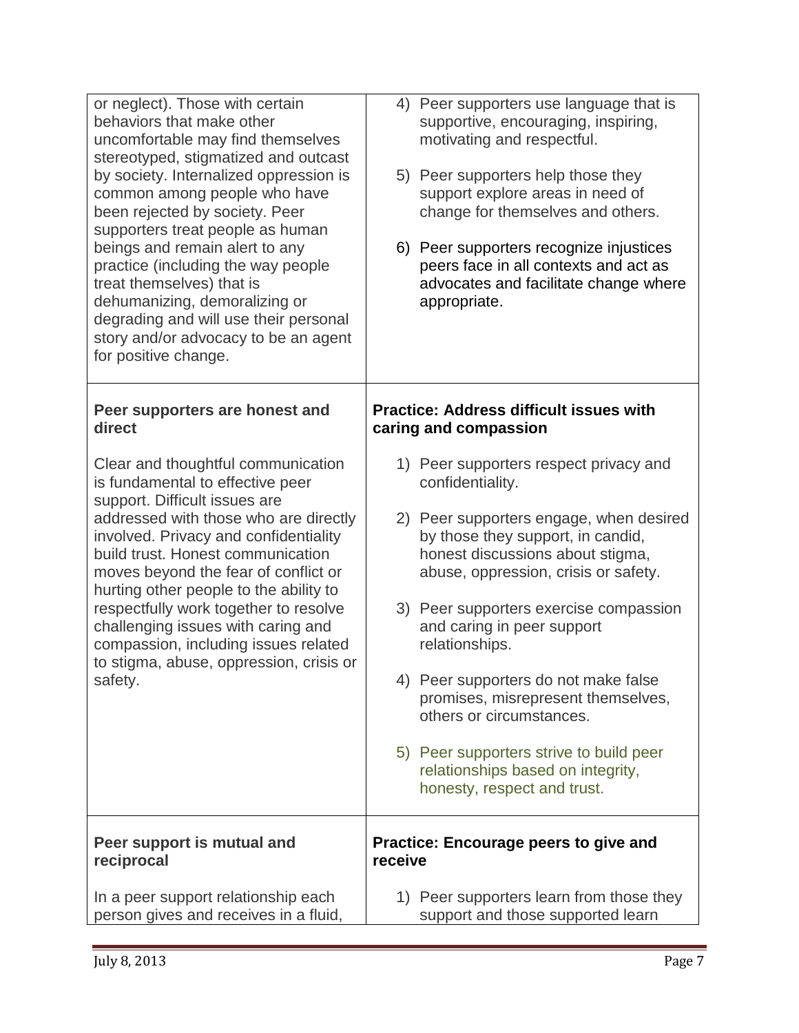| | |
|---|---|
| or neglect). Those with certain behaviors that make other uncomfortable may find themselves stereotyped, stigmatized and outcast by society. Internalized oppression is common among people who have been rejected by society. Peer supporters treat people as human beings and remain alert to any practice (including the way people treat themselves) that is dehumanizing, demoralizing or degrading and will use their personal story and/or advocacy to be an agent for positive change. | 4) Peer supporters use language that is supportive, encouraging, inspiring, motivating and respectful.<br><br>5) Peer supporters help those they support explore areas in need of change for themselves and others.<br><br>6) Peer supporters recognize injustices peers face in all contexts and act as advocates and facilitate change where appropriate. |
| **Peer supporters are honest and direct**<br><br>Clear and thoughtful communication is fundamental to effective peer support. Difficult issues are addressed with those who are directly involved. Privacy and confidentiality build trust. Honest communication moves beyond the fear of conflict or hurting other people to the ability to respectfully work together to resolve challenging issues with caring and compassion, including issues related to stigma, abuse, oppression, crisis or safety. | **Practice: Address difficult issues with caring and compassion**<br><br>1) Peer supporters respect privacy and confidentiality.<br><br>2) Peer supporters engage, when desired by those they support, in candid, honest discussions about stigma, abuse, oppression, crisis or safety.<br><br>3) Peer supporters exercise compassion and caring in peer support relationships.<br><br>4) Peer supporters do not make false promises, misrepresent themselves, others or circumstances.<br><br>5) Peer supporters strive to build peer relationships based on integrity, honesty, respect and trust. |
| **Peer support is mutual and reciprocal**<br><br>In a peer support relationship each person gives and receives in a fluid, | **Practice: Encourage peers to give and receive**<br><br>1) Peer supporters learn from those they support and those supported learn |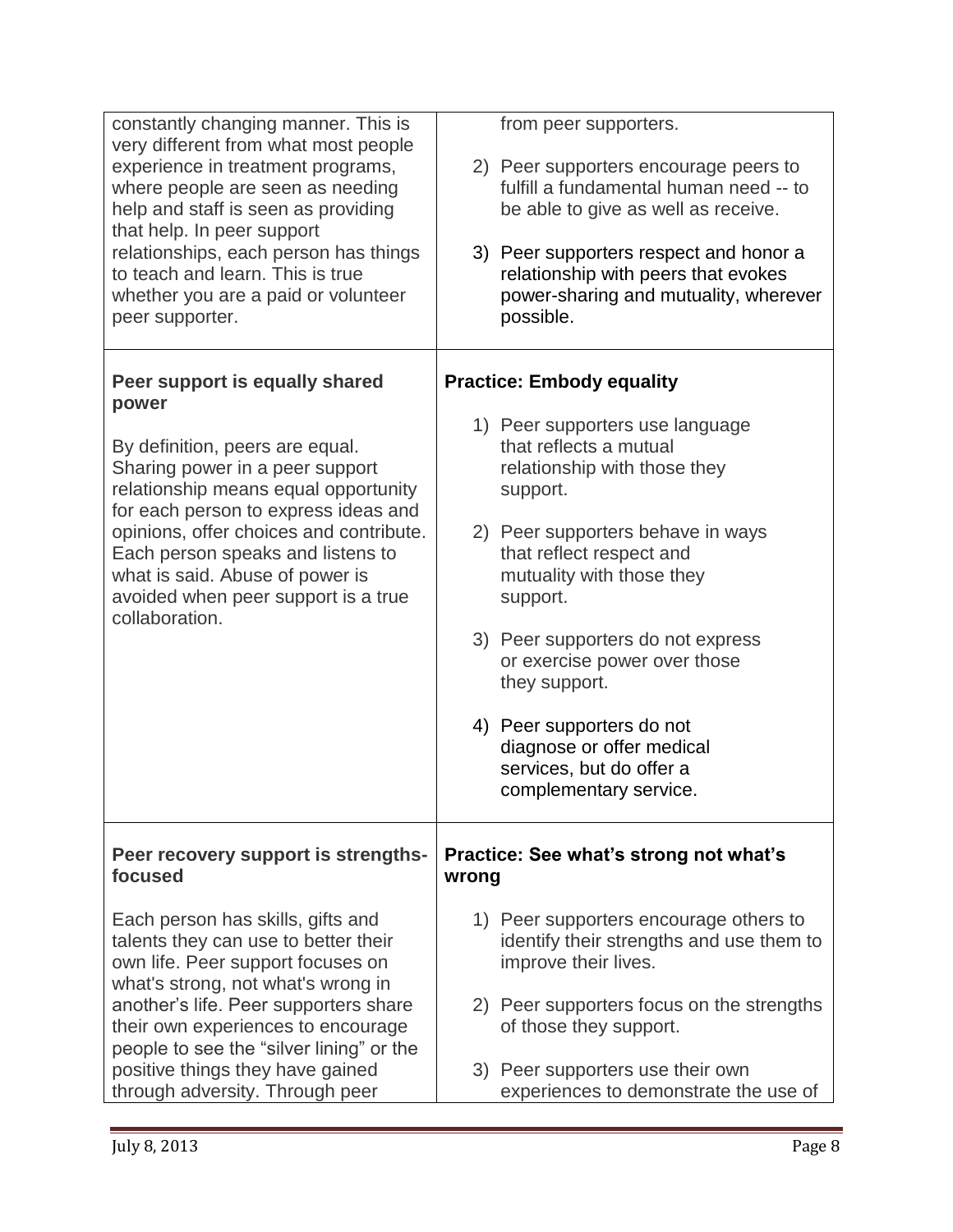| | |
|---|---|
| constantly changing manner. This is very different from what most people experience in treatment programs, where people are seen as needing help and staff is seen as providing that help. In peer support relationships, each person has things to teach and learn. This is true whether you are a paid or volunteer peer supporter. | from peer supporters.<br><br>2) Peer supporters encourage peers to fulfill a fundamental human need -- to be able to give as well as receive.<br><br>3) Peer supporters respect and honor a relationship with peers that evokes power-sharing and mutuality, wherever possible. |
| **Peer support is equally shared power**<br><br>By definition, peers are equal. Sharing power in a peer support relationship means equal opportunity for each person to express ideas and opinions, offer choices and contribute. Each person speaks and listens to what is said. Abuse of power is avoided when peer support is a true collaboration. | **Practice: Embody equality**<br><br>1) Peer supporters use language that reflects a mutual relationship with those they support.<br><br>2) Peer supporters behave in ways that reflect respect and mutuality with those they support.<br><br>3) Peer supporters do not express or exercise power over those they support.<br><br>4) Peer supporters do not diagnose or offer medical services, but do offer a complementary service. |
| **Peer recovery support is strengths-focused**<br><br>Each person has skills, gifts and talents they can use to better their own life. Peer support focuses on what's strong, not what's wrong in another's life. Peer supporters share their own experiences to encourage people to see the "silver lining" or the positive things they have gained through adversity. Through peer | **Practice: See what's strong not what's wrong**<br><br>1) Peer supporters encourage others to identify their strengths and use them to improve their lives.<br><br>2) Peer supporters focus on the strengths of those they support.<br><br>3) Peer supporters use their own experiences to demonstrate the use of |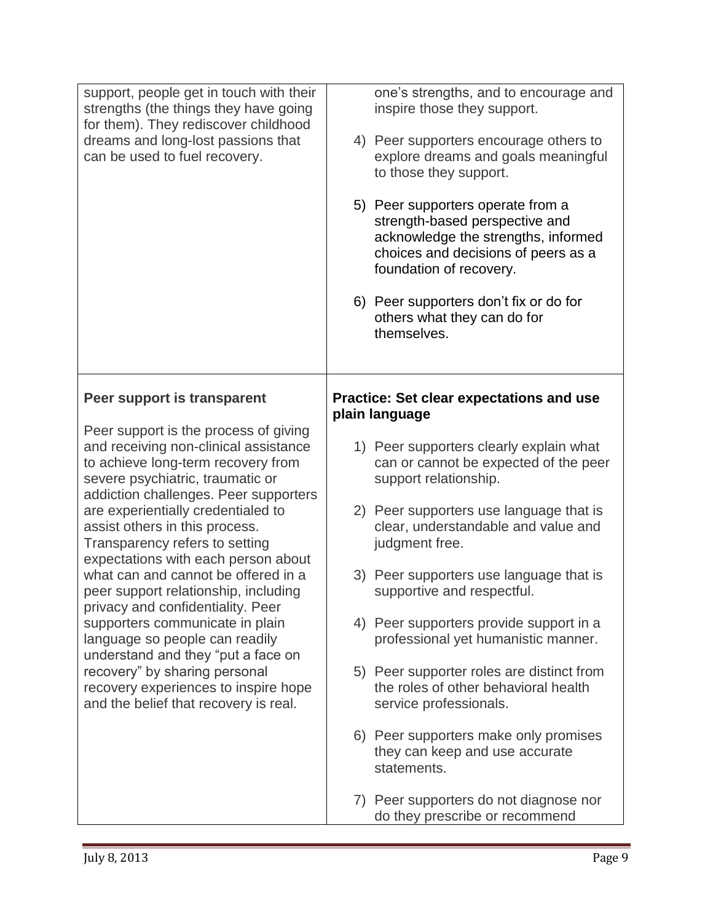| | |
|---|---|
| support, people get in touch with their strengths (the things they have going for them). They rediscover childhood dreams and long-lost passions that can be used to fuel recovery. | one's strengths, and to encourage and inspire those they support.<br><br>4) Peer supporters encourage others to explore dreams and goals meaningful to those they support.<br><br>5) Peer supporters operate from a strength-based perspective and acknowledge the strengths, informed choices and decisions of peers as a foundation of recovery.<br><br>6) Peer supporters don't fix or do for others what they can do for themselves. |
| **Peer support is transparent**<br><br>Peer support is the process of giving and receiving non-clinical assistance to achieve long-term recovery from severe psychiatric, traumatic or addiction challenges. Peer supporters are experientially credentialed to assist others in this process. Transparency refers to setting expectations with each person about what can and cannot be offered in a peer support relationship, including privacy and confidentiality. Peer supporters communicate in plain language so people can readily understand and they "put a face on recovery" by sharing personal recovery experiences to inspire hope and the belief that recovery is real. | **Practice: Set clear expectations and use plain language**<br><br>1) Peer supporters clearly explain what can or cannot be expected of the peer support relationship.<br><br>2) Peer supporters use language that is clear, understandable and value and judgment free.<br><br>3) Peer supporters use language that is supportive and respectful.<br><br>4) Peer supporters provide support in a professional yet humanistic manner.<br><br>5) Peer supporter roles are distinct from the roles of other behavioral health service professionals.<br><br>6) Peer supporters make only promises they can keep and use accurate statements.<br><br>7) Peer supporters do not diagnose nor do they prescribe or recommend |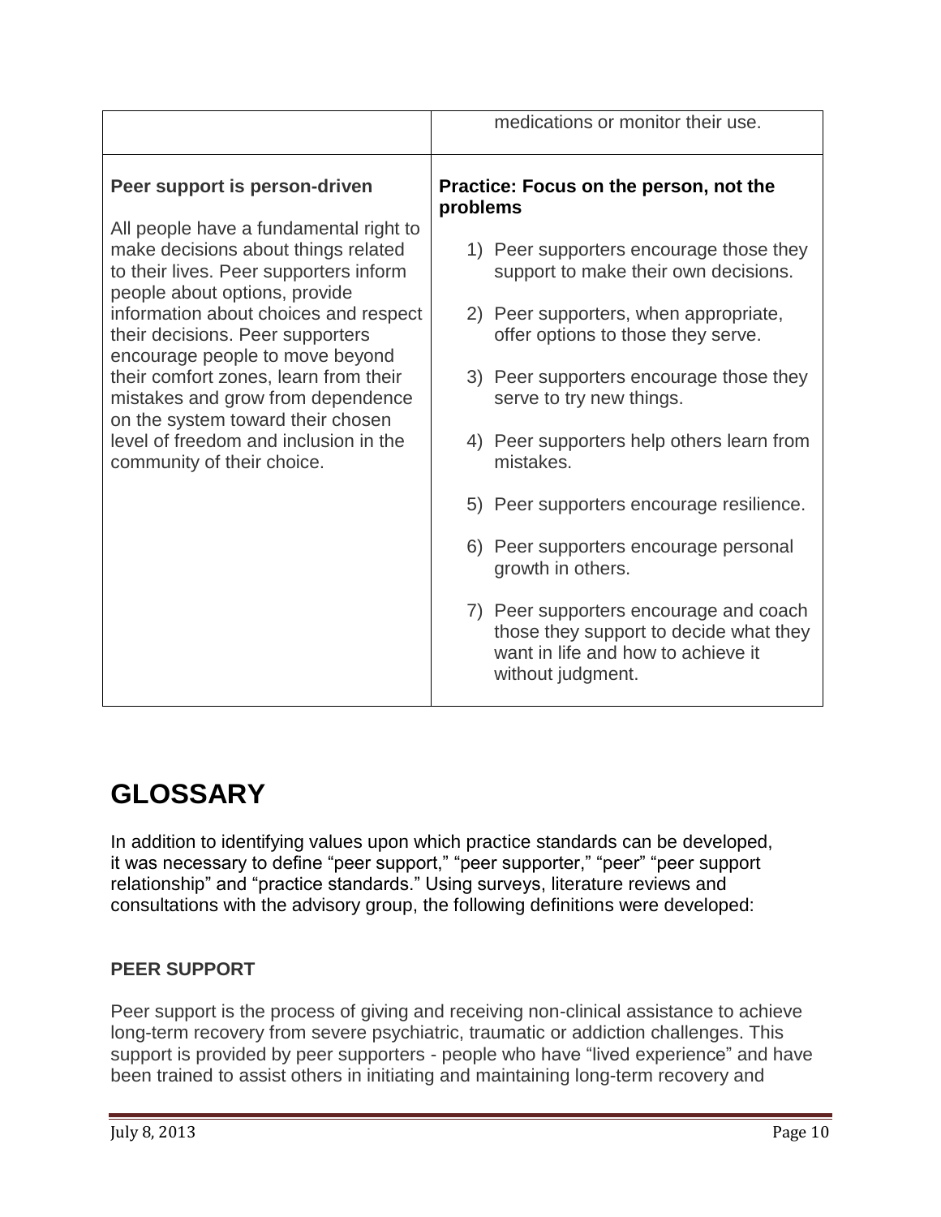| | |
|---|---|
| | medications or monitor their use. |
| **Peer support is person-driven**<br><br>All people have a fundamental right to make decisions about things related to their lives. Peer supporters inform people about options, provide information about choices and respect their decisions. Peer supporters encourage people to move beyond their comfort zones, learn from their mistakes and grow from dependence on the system toward their chosen level of freedom and inclusion in the community of their choice. | **Practice: Focus on the person, not the problems**<br><br>1) Peer supporters encourage those they support to make their own decisions.<br><br>2) Peer supporters, when appropriate, offer options to those they serve.<br><br>3) Peer supporters encourage those they serve to try new things.<br><br>4) Peer supporters help others learn from mistakes.<br><br>5) Peer supporters encourage resilience.<br><br>6) Peer supporters encourage personal growth in others.<br><br>7) Peer supporters encourage and coach those they support to decide what they want in life and how to achieve it without judgment. |

# GLOSSARY

In addition to identifying values upon which practice standards can be developed, it was necessary to define "peer support," "peer supporter," "peer" "peer support relationship" and "practice standards." Using surveys, literature reviews and consultations with the advisory group, the following definitions were developed:

### PEER SUPPORT

Peer support is the process of giving and receiving non-clinical assistance to achieve long-term recovery from severe psychiatric, traumatic or addiction challenges. This support is provided by peer supporters - people who have "lived experience" and have been trained to assist others in initiating and maintaining long-term recovery and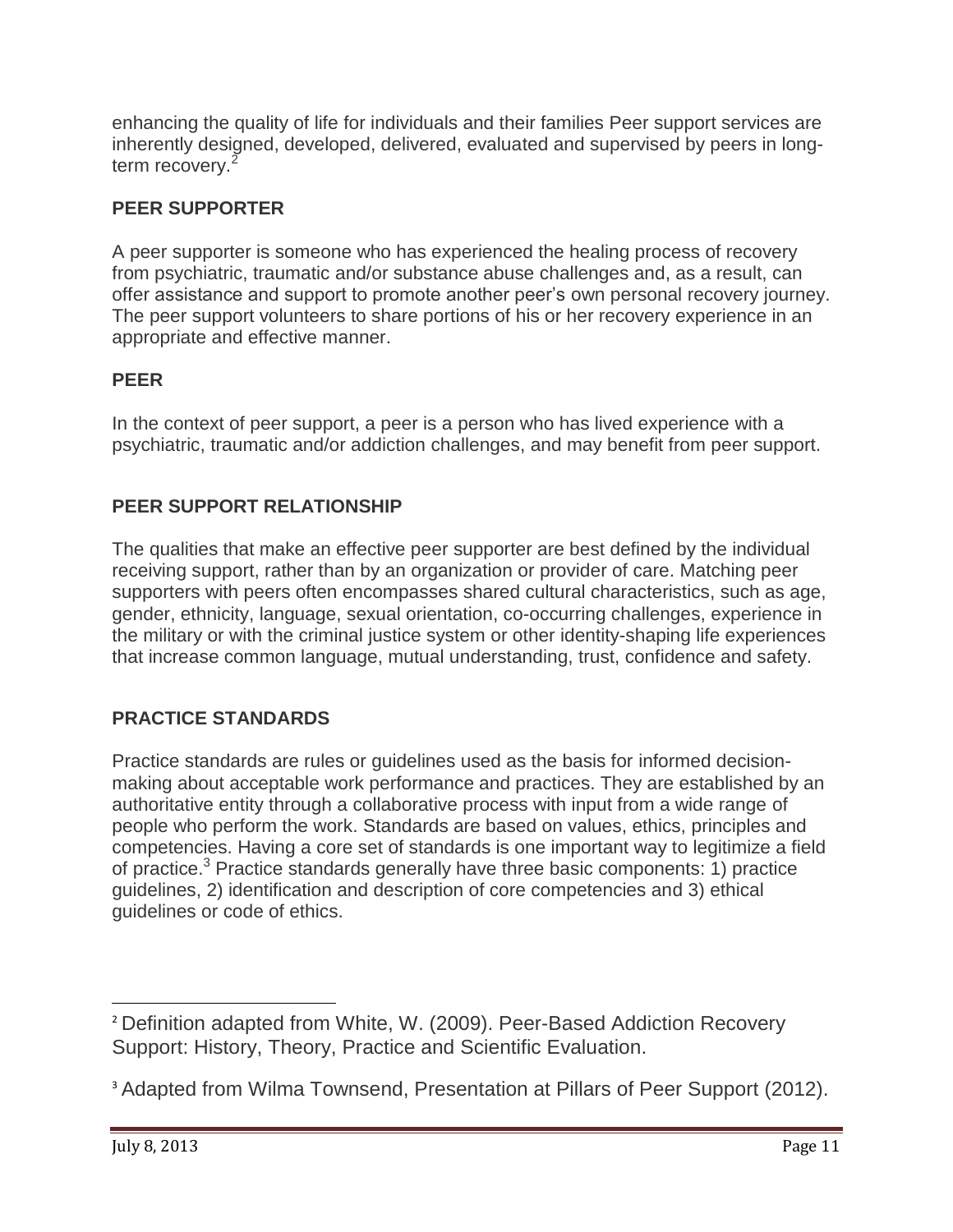enhancing the quality of life for individuals and their families Peer support services are inherently designed, developed, delivered, evaluated and supervised by peers in long-term recovery.[2]

## PEER SUPPORTER

A peer supporter is someone who has experienced the healing process of recovery from psychiatric, traumatic and/or substance abuse challenges and, as a result, can offer assistance and support to promote another peer's own personal recovery journey. The peer support volunteers to share portions of his or her recovery experience in an appropriate and effective manner.

## PEER

In the context of peer support, a peer is a person who has lived experience with a psychiatric, traumatic and/or addiction challenges, and may benefit from peer support.

## PEER SUPPORT RELATIONSHIP

The qualities that make an effective peer supporter are best defined by the individual receiving support, rather than by an organization or provider of care. Matching peer supporters with peers often encompasses shared cultural characteristics, such as age, gender, ethnicity, language, sexual orientation, co-occurring challenges, experience in the military or with the criminal justice system or other identity-shaping life experiences that increase common language, mutual understanding, trust, confidence and safety.

## PRACTICE STANDARDS

Practice standards are rules or guidelines used as the basis for informed decision-making about acceptable work performance and practices. They are established by an authoritative entity through a collaborative process with input from a wide range of people who perform the work. Standards are based on values, ethics, principles and competencies. Having a core set of standards is one important way to legitimize a field of practice.[3] Practice standards generally have three basic components: 1) practice guidelines, 2) identification and description of core competencies and 3) ethical guidelines or code of ethics.

---

[2] Definition adapted from White, W. (2009). Peer-Based Addiction Recovery Support: History, Theory, Practice and Scientific Evaluation.

[3] Adapted from Wilma Townsend, Presentation at Pillars of Peer Support (2012).